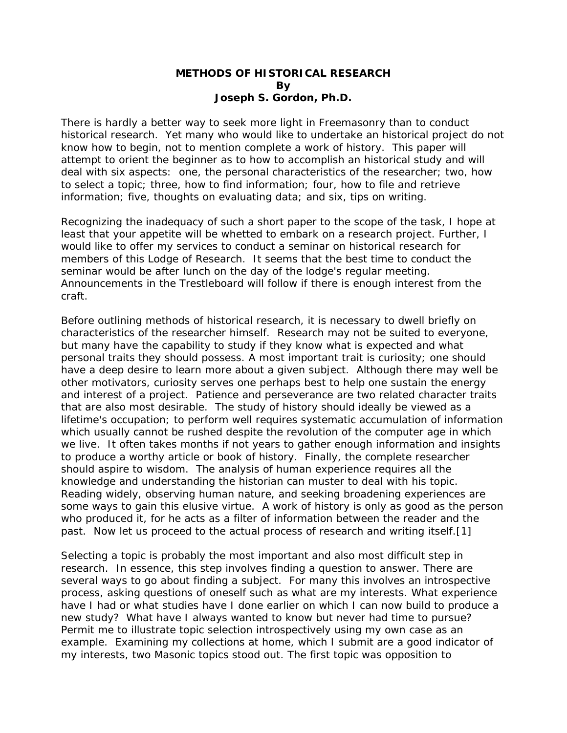# METHODS OF HISTORICAL RESEARCH

**By**

**Joseph S. Gordon, Ph.D.**

There is hardly a better way to seek more light in Freemasonry than to conduct historical research. Yet many who would like to undertake an historical project do not know how to begin, not to mention complete a work of history. This paper will attempt to orient the beginner as to how to accomplish an historical study and will deal with six aspects: one, the personal characteristics of the researcher; two, how to select a topic; three, how to find information; four, how to file and retrieve information; five, thoughts on evaluating data; and six, tips on writing.

Recognizing the inadequacy of such a short paper to the scope of the task, I hope at least that your appetite will be whetted to embark on a research project. Further, I would like to offer my services to conduct a seminar on historical research for members of this Lodge of Research. It seems that the best time to conduct the seminar would be after lunch on the day of the lodge's regular meeting. Announcements in the Trestleboard will follow if there is enough interest from the craft.

Before outlining methods of historical research, it is necessary to dwell briefly on characteristics of the researcher himself. Research may not be suited to everyone, but many have the capability to study if they know what is expected and what personal traits they should possess. A most important trait is curiosity; one should have a deep desire to learn more about a given subject. Although there may well be other motivators, curiosity serves one perhaps best to help one sustain the energy and interest of a project. Patience and perseverance are two related character traits that are also most desirable. The study of history should ideally be viewed as a lifetime's occupation; to perform well requires systematic accumulation of information which usually cannot be rushed despite the revolution of the computer age in which we live. It often takes months if not years to gather enough information and insights to produce a worthy article or book of history. Finally, the complete researcher should aspire to wisdom. The analysis of human experience requires all the knowledge and understanding the historian can muster to deal with his topic. Reading widely, observing human nature, and seeking broadening experiences are some ways to gain this elusive virtue. A work of history is only as good as the person who produced it, for he acts as a filter of information between the reader and the past. Now let us proceed to the actual process of research and writing itself.[1]

Selecting a topic is probably the most important and also most difficult step in research. In essence, this step involves finding a question to answer. There are several ways to go about finding a subject. For many this involves an introspective process, asking questions of oneself such as what are my interests. What experience have I had or what studies have I done earlier on which I can now build to produce a new study? What have I always wanted to know but never had time to pursue? Permit me to illustrate topic selection introspectively using my own case as an example. Examining my collections at home, which I submit are a good indicator of my interests, two Masonic topics stood out. The first topic was opposition to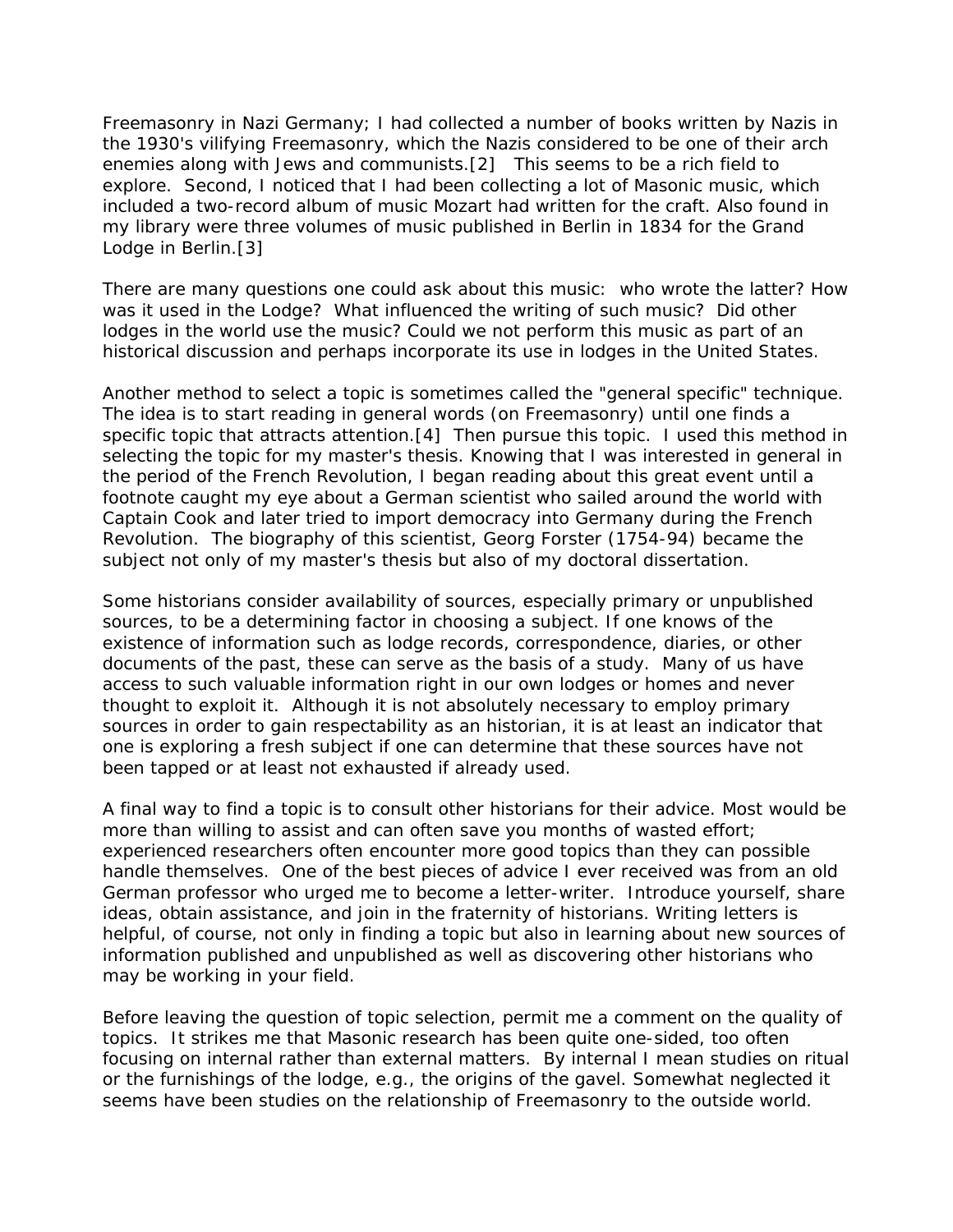Freemasonry in Nazi Germany; I had collected a number of books written by Nazis in the 1930's vilifying Freemasonry, which the Nazis considered to be one of their arch enemies along with Jews and communists.[2] This seems to be a rich field to explore. Second, I noticed that I had been collecting a lot of Masonic music, which included a two-record album of music Mozart had written for the craft. Also found in my library were three volumes of music published in Berlin in 1834 for the Grand Lodge in Berlin.[3]

There are many questions one could ask about this music: who wrote the latter? How was it used in the Lodge? What influenced the writing of such music? Did other lodges in the world use the music? Could we not perform this music as part of an historical discussion and perhaps incorporate its use in lodges in the United States.

Another method to select a topic is sometimes called the "general specific" technique. The idea is to start reading in general words (on Freemasonry) until one finds a specific topic that attracts attention.[4] Then pursue this topic. I used this method in selecting the topic for my master's thesis. Knowing that I was interested in general in the period of the French Revolution, I began reading about this great event until a footnote caught my eye about a German scientist who sailed around the world with Captain Cook and later tried to import democracy into Germany during the French Revolution. The biography of this scientist, Georg Forster (1754-94) became the subject not only of my master's thesis but also of my doctoral dissertation.

Some historians consider availability of sources, especially primary or unpublished sources, to be a determining factor in choosing a subject. If one knows of the existence of information such as lodge records, correspondence, diaries, or other documents of the past, these can serve as the basis of a study. Many of us have access to such valuable information right in our own lodges or homes and never thought to exploit it. Although it is not absolutely necessary to employ primary sources in order to gain respectability as an historian, it is at least an indicator that one is exploring a fresh subject if one can determine that these sources have not been tapped or at least not exhausted if already used.

A final way to find a topic is to consult other historians for their advice. Most would be more than willing to assist and can often save you months of wasted effort; experienced researchers often encounter more good topics than they can possible handle themselves. One of the best pieces of advice I ever received was from an old German professor who urged me to become a letter-writer. Introduce yourself, share ideas, obtain assistance, and join in the fraternity of historians. Writing letters is helpful, of course, not only in finding a topic but also in learning about new sources of information published and unpublished as well as discovering other historians who may be working in your field.

Before leaving the question of topic selection, permit me a comment on the quality of topics. It strikes me that Masonic research has been quite one-sided, too often focusing on internal rather than external matters. By internal I mean studies on ritual or the furnishings of the lodge, e.g., the origins of the gavel. Somewhat neglected it seems have been studies on the relationship of Freemasonry to the outside world.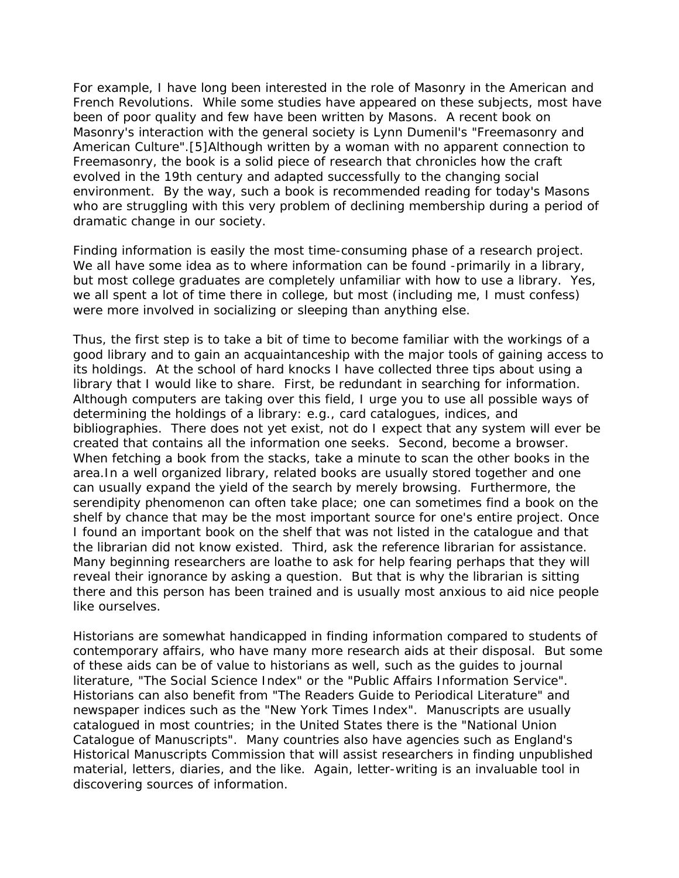For example, I have long been interested in the role of Masonry in the American and French Revolutions. While some studies have appeared on these subjects, most have been of poor quality and few have been written by Masons. A recent book on Masonry's interaction with the general society is Lynn Dumenil's "Freemasonry and American Culture".[5]Although written by a woman with no apparent connection to Freemasonry, the book is a solid piece of research that chronicles how the craft evolved in the 19th century and adapted successfully to the changing social environment. By the way, such a book is recommended reading for today's Masons who are struggling with this very problem of declining membership during a period of dramatic change in our society.

Finding information is easily the most time-consuming phase of a research project. We all have some idea as to where information can be found -primarily in a library, but most college graduates are completely unfamiliar with how to use a library. Yes, we all spent a lot of time there in college, but most (including me, I must confess) were more involved in socializing or sleeping than anything else.

Thus, the first step is to take a bit of time to become familiar with the workings of a good library and to gain an acquaintanceship with the major tools of gaining access to its holdings. At the school of hard knocks I have collected three tips about using a library that I would like to share. First, be redundant in searching for information. Although computers are taking over this field, I urge you to use all possible ways of determining the holdings of a library: e.g., card catalogues, indices, and bibliographies. There does not yet exist, not do I expect that any system will ever be created that contains all the information one seeks. Second, become a browser. When fetching a book from the stacks, take a minute to scan the other books in the area.In a well organized library, related books are usually stored together and one can usually expand the yield of the search by merely browsing. Furthermore, the serendipity phenomenon can often take place; one can sometimes find a book on the shelf by chance that may be the most important source for one's entire project. Once I found an important book on the shelf that was not listed in the catalogue and that the librarian did not know existed. Third, ask the reference librarian for assistance. Many beginning researchers are loathe to ask for help fearing perhaps that they will reveal their ignorance by asking a question. But that is why the librarian is sitting there and this person has been trained and is usually most anxious to aid nice people like ourselves.

Historians are somewhat handicapped in finding information compared to students of contemporary affairs, who have many more research aids at their disposal. But some of these aids can be of value to historians as well, such as the guides to journal literature, "The Social Science Index" or the "Public Affairs Information Service". Historians can also benefit from "The Readers Guide to Periodical Literature" and newspaper indices such as the "New York Times Index". Manuscripts are usually catalogued in most countries; in the United States there is the "National Union Catalogue of Manuscripts". Many countries also have agencies such as England's Historical Manuscripts Commission that will assist researchers in finding unpublished material, letters, diaries, and the like. Again, letter-writing is an invaluable tool in discovering sources of information.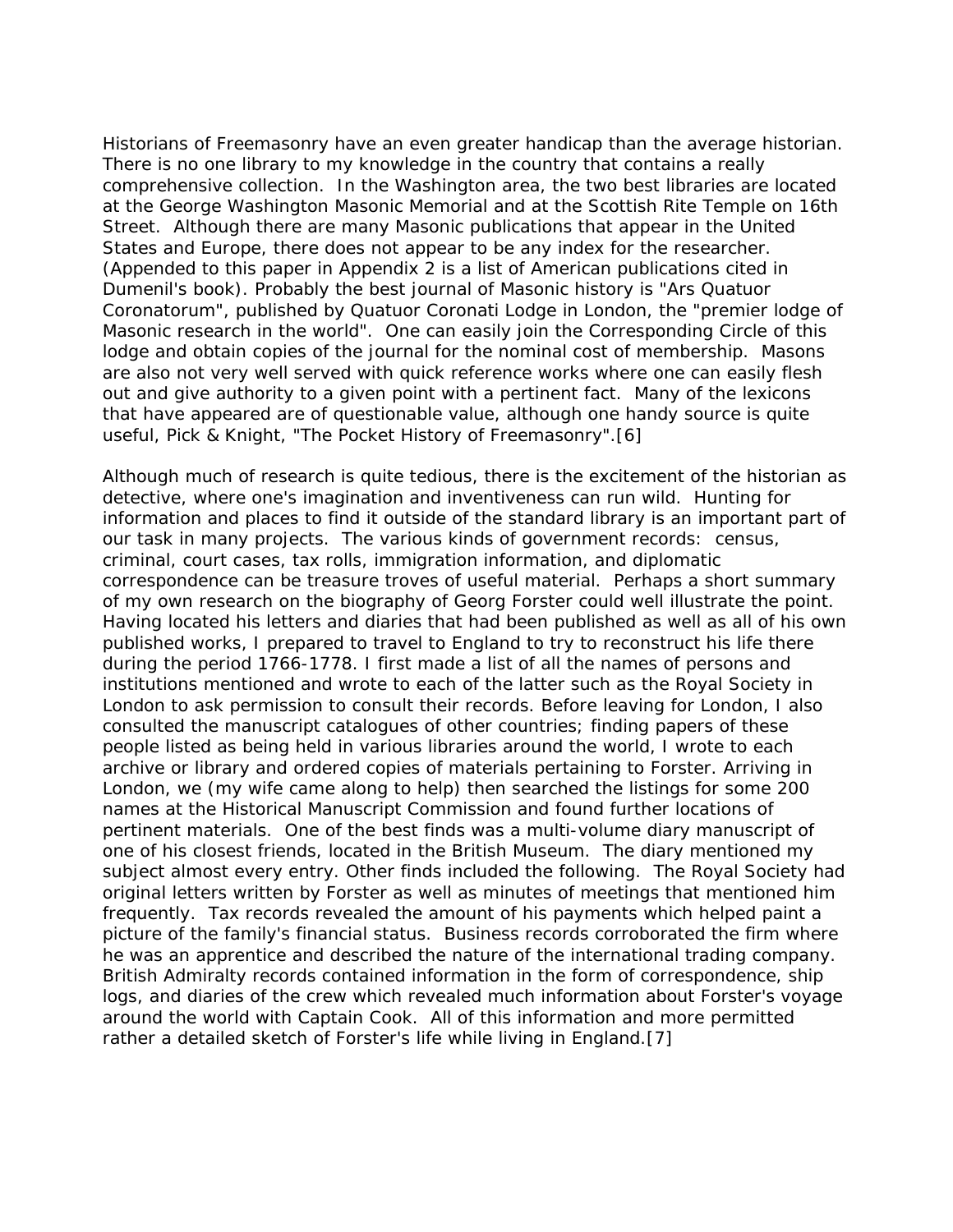Historians of Freemasonry have an even greater handicap than the average historian. There is no one library to my knowledge in the country that contains a really comprehensive collection. In the Washington area, the two best libraries are located at the George Washington Masonic Memorial and at the Scottish Rite Temple on 16th Street. Although there are many Masonic publications that appear in the United States and Europe, there does not appear to be any index for the researcher. (Appended to this paper in Appendix 2 is a list of American publications cited in Dumenil's book). Probably the best journal of Masonic history is "Ars Quatuor Coronatorum", published by Quatuor Coronati Lodge in London, the "premier lodge of Masonic research in the world". One can easily join the Corresponding Circle of this lodge and obtain copies of the journal for the nominal cost of membership. Masons are also not very well served with quick reference works where one can easily flesh out and give authority to a given point with a pertinent fact. Many of the lexicons that have appeared are of questionable value, although one handy source is quite useful, Pick & Knight, "The Pocket History of Freemasonry".[6]

Although much of research is quite tedious, there is the excitement of the historian as detective, where one's imagination and inventiveness can run wild. Hunting for information and places to find it outside of the standard library is an important part of our task in many projects. The various kinds of government records: census, criminal, court cases, tax rolls, immigration information, and diplomatic correspondence can be treasure troves of useful material. Perhaps a short summary of my own research on the biography of Georg Forster could well illustrate the point. Having located his letters and diaries that had been published as well as all of his own published works, I prepared to travel to England to try to reconstruct his life there during the period 1766-1778. I first made a list of all the names of persons and institutions mentioned and wrote to each of the latter such as the Royal Society in London to ask permission to consult their records. Before leaving for London, I also consulted the manuscript catalogues of other countries; finding papers of these people listed as being held in various libraries around the world, I wrote to each archive or library and ordered copies of materials pertaining to Forster. Arriving in London, we (my wife came along to help) then searched the listings for some 200 names at the Historical Manuscript Commission and found further locations of pertinent materials. One of the best finds was a multi-volume diary manuscript of one of his closest friends, located in the British Museum. The diary mentioned my subject almost every entry. Other finds included the following. The Royal Society had original letters written by Forster as well as minutes of meetings that mentioned him frequently. Tax records revealed the amount of his payments which helped paint a picture of the family's financial status. Business records corroborated the firm where he was an apprentice and described the nature of the international trading company. British Admiralty records contained information in the form of correspondence, ship logs, and diaries of the crew which revealed much information about Forster's voyage around the world with Captain Cook. All of this information and more permitted rather a detailed sketch of Forster's life while living in England.[7]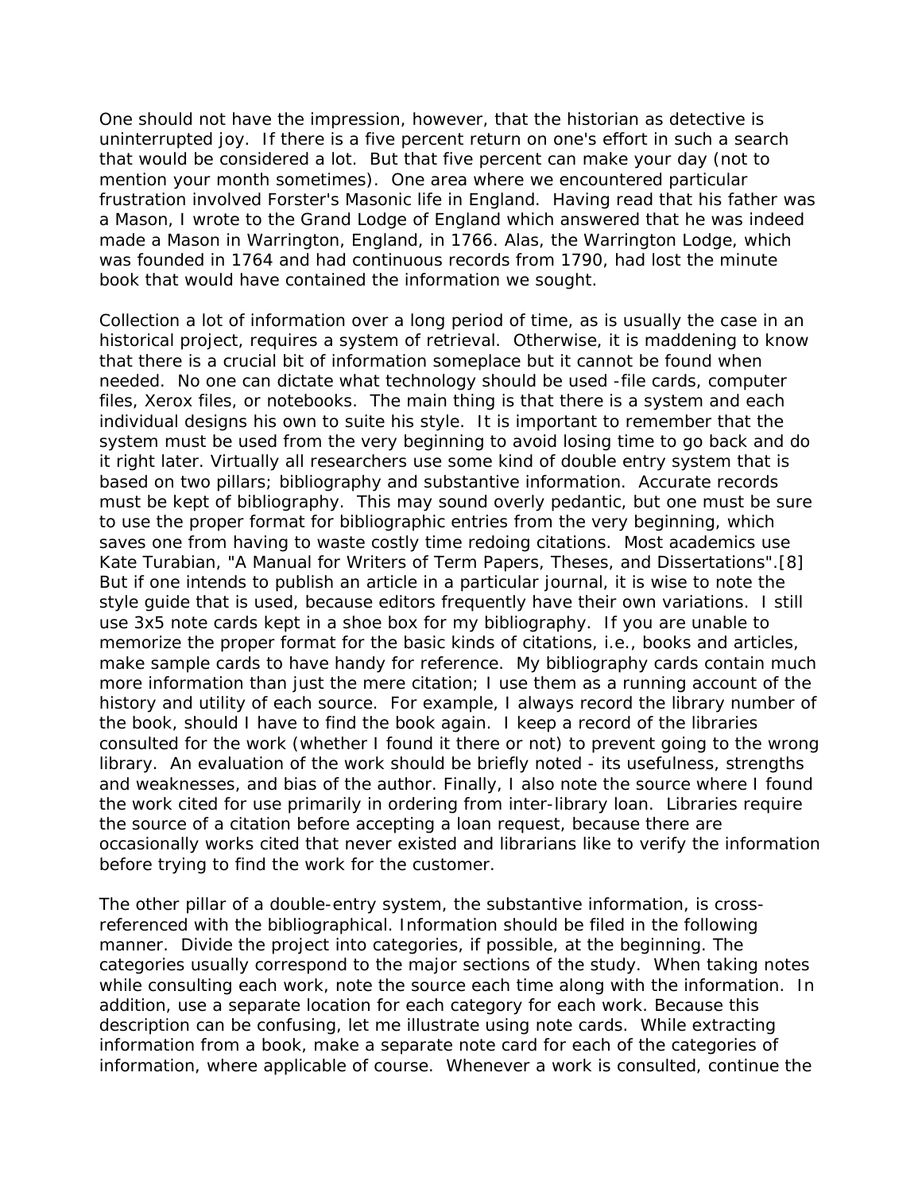One should not have the impression, however, that the historian as detective is uninterrupted joy. If there is a five percent return on one's effort in such a search that would be considered a lot. But that five percent can make your day (not to mention your month sometimes). One area where we encountered particular frustration involved Forster's Masonic life in England. Having read that his father was a Mason, I wrote to the Grand Lodge of England which answered that he was indeed made a Mason in Warrington, England, in 1766. Alas, the Warrington Lodge, which was founded in 1764 and had continuous records from 1790, had lost the minute book that would have contained the information we sought.

Collection a lot of information over a long period of time, as is usually the case in an historical project, requires a system of retrieval. Otherwise, it is maddening to know that there is a crucial bit of information someplace but it cannot be found when needed. No one can dictate what technology should be used -file cards, computer files, Xerox files, or notebooks. The main thing is that there is a system and each individual designs his own to suite his style. It is important to remember that the system must be used from the very beginning to avoid losing time to go back and do it right later. Virtually all researchers use some kind of double entry system that is based on two pillars; bibliography and substantive information. Accurate records must be kept of bibliography. This may sound overly pedantic, but one must be sure to use the proper format for bibliographic entries from the very beginning, which saves one from having to waste costly time redoing citations. Most academics use Kate Turabian, "A Manual for Writers of Term Papers, Theses, and Dissertations".[8] But if one intends to publish an article in a particular journal, it is wise to note the style guide that is used, because editors frequently have their own variations. I still use 3x5 note cards kept in a shoe box for my bibliography. If you are unable to memorize the proper format for the basic kinds of citations, i.e., books and articles, make sample cards to have handy for reference. My bibliography cards contain much more information than just the mere citation; I use them as a running account of the history and utility of each source. For example, I always record the library number of the book, should I have to find the book again. I keep a record of the libraries consulted for the work (whether I found it there or not) to prevent going to the wrong library. An evaluation of the work should be briefly noted - its usefulness, strengths and weaknesses, and bias of the author. Finally, I also note the source where I found the work cited for use primarily in ordering from inter-library loan. Libraries require the source of a citation before accepting a loan request, because there are occasionally works cited that never existed and librarians like to verify the information before trying to find the work for the customer.

The other pillar of a double-entry system, the substantive information, is cross-referenced with the bibliographical. Information should be filed in the following manner. Divide the project into categories, if possible, at the beginning. The categories usually correspond to the major sections of the study. When taking notes while consulting each work, note the source each time along with the information. In addition, use a separate location for each category for each work. Because this description can be confusing, let me illustrate using note cards. While extracting information from a book, make a separate note card for each of the categories of information, where applicable of course. Whenever a work is consulted, continue the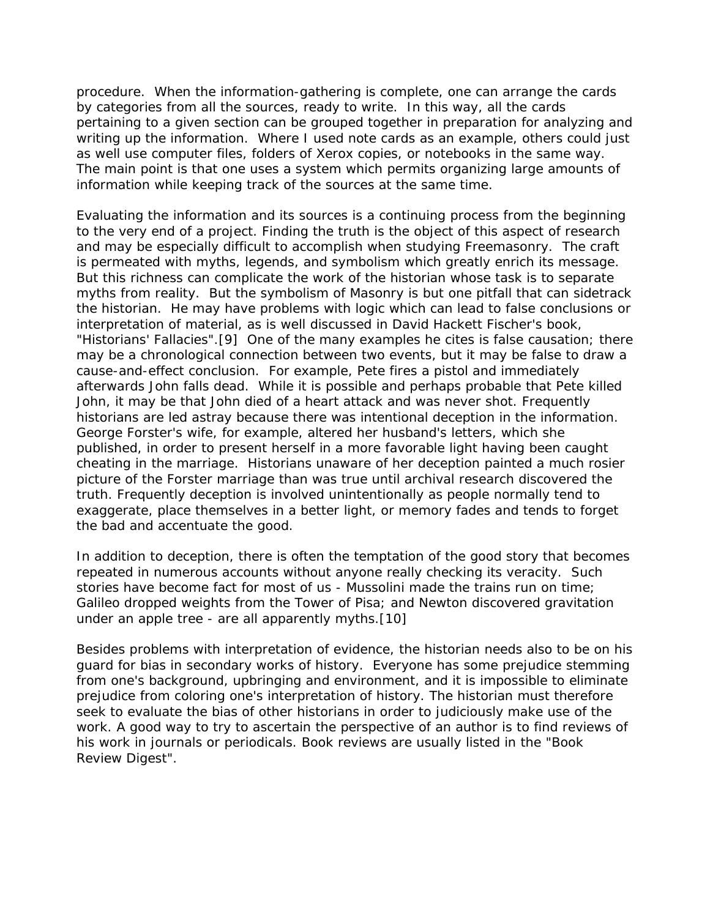procedure. When the information-gathering is complete, one can arrange the cards by categories from all the sources, ready to write. In this way, all the cards pertaining to a given section can be grouped together in preparation for analyzing and writing up the information. Where I used note cards as an example, others could just as well use computer files, folders of Xerox copies, or notebooks in the same way. The main point is that one uses a system which permits organizing large amounts of information while keeping track of the sources at the same time.

Evaluating the information and its sources is a continuing process from the beginning to the very end of a project. Finding the truth is the object of this aspect of research and may be especially difficult to accomplish when studying Freemasonry. The craft is permeated with myths, legends, and symbolism which greatly enrich its message. But this richness can complicate the work of the historian whose task is to separate myths from reality. But the symbolism of Masonry is but one pitfall that can sidetrack the historian. He may have problems with logic which can lead to false conclusions or interpretation of material, as is well discussed in David Hackett Fischer's book, "Historians' Fallacies".[9] One of the many examples he cites is false causation; there may be a chronological connection between two events, but it may be false to draw a cause-and-effect conclusion. For example, Pete fires a pistol and immediately afterwards John falls dead. While it is possible and perhaps probable that Pete killed John, it may be that John died of a heart attack and was never shot. Frequently historians are led astray because there was intentional deception in the information. George Forster's wife, for example, altered her husband's letters, which she published, in order to present herself in a more favorable light having been caught cheating in the marriage. Historians unaware of her deception painted a much rosier picture of the Forster marriage than was true until archival research discovered the truth. Frequently deception is involved unintentionally as people normally tend to exaggerate, place themselves in a better light, or memory fades and tends to forget the bad and accentuate the good.

In addition to deception, there is often the temptation of the good story that becomes repeated in numerous accounts without anyone really checking its veracity. Such stories have become fact for most of us - Mussolini made the trains run on time; Galileo dropped weights from the Tower of Pisa; and Newton discovered gravitation under an apple tree - are all apparently myths.[10]

Besides problems with interpretation of evidence, the historian needs also to be on his guard for bias in secondary works of history. Everyone has some prejudice stemming from one's background, upbringing and environment, and it is impossible to eliminate prejudice from coloring one's interpretation of history. The historian must therefore seek to evaluate the bias of other historians in order to judiciously make use of the work. A good way to try to ascertain the perspective of an author is to find reviews of his work in journals or periodicals. Book reviews are usually listed in the "Book Review Digest".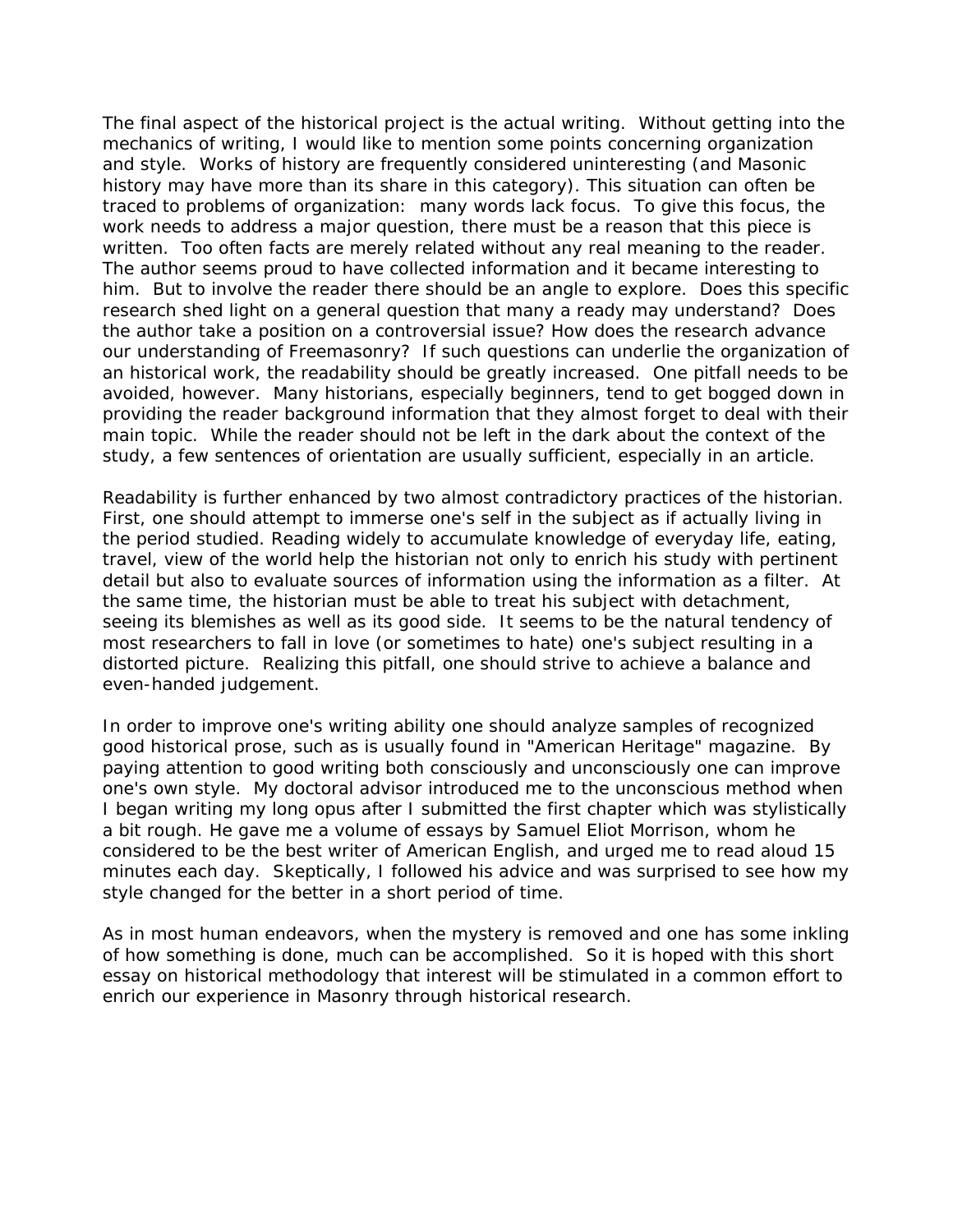The final aspect of the historical project is the actual writing. Without getting into the mechanics of writing, I would like to mention some points concerning organization and style. Works of history are frequently considered uninteresting (and Masonic history may have more than its share in this category). This situation can often be traced to problems of organization: many words lack focus. To give this focus, the work needs to address a major question, there must be a reason that this piece is written. Too often facts are merely related without any real meaning to the reader. The author seems proud to have collected information and it became interesting to him. But to involve the reader there should be an angle to explore. Does this specific research shed light on a general question that many a ready may understand? Does the author take a position on a controversial issue? How does the research advance our understanding of Freemasonry? If such questions can underlie the organization of an historical work, the readability should be greatly increased. One pitfall needs to be avoided, however. Many historians, especially beginners, tend to get bogged down in providing the reader background information that they almost forget to deal with their main topic. While the reader should not be left in the dark about the context of the study, a few sentences of orientation are usually sufficient, especially in an article.

Readability is further enhanced by two almost contradictory practices of the historian. First, one should attempt to immerse one's self in the subject as if actually living in the period studied. Reading widely to accumulate knowledge of everyday life, eating, travel, view of the world help the historian not only to enrich his study with pertinent detail but also to evaluate sources of information using the information as a filter. At the same time, the historian must be able to treat his subject with detachment, seeing its blemishes as well as its good side. It seems to be the natural tendency of most researchers to fall in love (or sometimes to hate) one's subject resulting in a distorted picture. Realizing this pitfall, one should strive to achieve a balance and even-handed judgement.

In order to improve one's writing ability one should analyze samples of recognized good historical prose, such as is usually found in "American Heritage" magazine. By paying attention to good writing both consciously and unconsciously one can improve one's own style. My doctoral advisor introduced me to the unconscious method when I began writing my long opus after I submitted the first chapter which was stylistically a bit rough. He gave me a volume of essays by Samuel Eliot Morrison, whom he considered to be the best writer of American English, and urged me to read aloud 15 minutes each day. Skeptically, I followed his advice and was surprised to see how my style changed for the better in a short period of time.

As in most human endeavors, when the mystery is removed and one has some inkling of how something is done, much can be accomplished. So it is hoped with this short essay on historical methodology that interest will be stimulated in a common effort to enrich our experience in Masonry through historical research.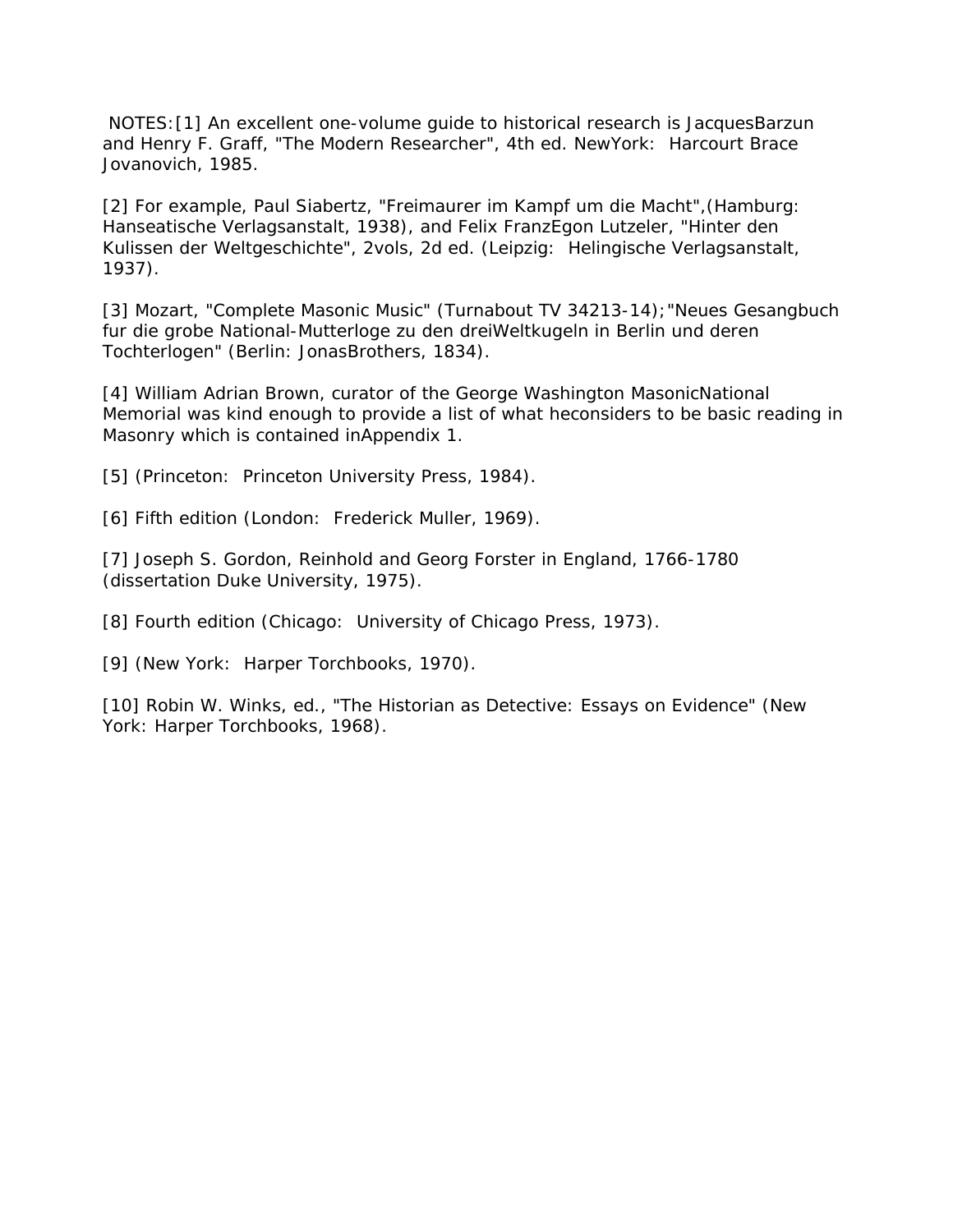NOTES:[1] An excellent one-volume guide to historical research is JacquesBarzun and Henry F. Graff, "The Modern Researcher", 4th ed. NewYork:  Harcourt Brace Jovanovich, 1985.

[2] For example, Paul Siabertz, "Freimaurer im Kampf um die Macht",(Hamburg:  Hanseatische Verlagsanstalt, 1938), and Felix FranzEgon Lutzeler, "Hinter den Kulissen der Weltgeschichte", 2vols, 2d ed. (Leipzig:  Helingische Verlagsanstalt, 1937).

[3] Mozart, "Complete Masonic Music" (Turnabout TV 34213-14);"Neues Gesangbuch fur die grobe National-Mutterloge zu den dreiWeltkugeln in Berlin und deren Tochterlogen" (Berlin: JonasBrothers, 1834).

[4] William Adrian Brown, curator of the George Washington MasonicNational Memorial was kind enough to provide a list of what heconsiders to be basic reading in Masonry which is contained inAppendix 1.

[5] (Princeton:  Princeton University Press, 1984).

[6] Fifth edition (London:  Frederick Muller, 1969).

[7] Joseph S. Gordon, Reinhold and Georg Forster in England, 1766-1780 (dissertation Duke University, 1975).

[8] Fourth edition (Chicago:  University of Chicago Press, 1973).

[9] (New York:  Harper Torchbooks, 1970).

[10] Robin W. Winks, ed., "The Historian as Detective: Essays on Evidence" (New York: Harper Torchbooks, 1968).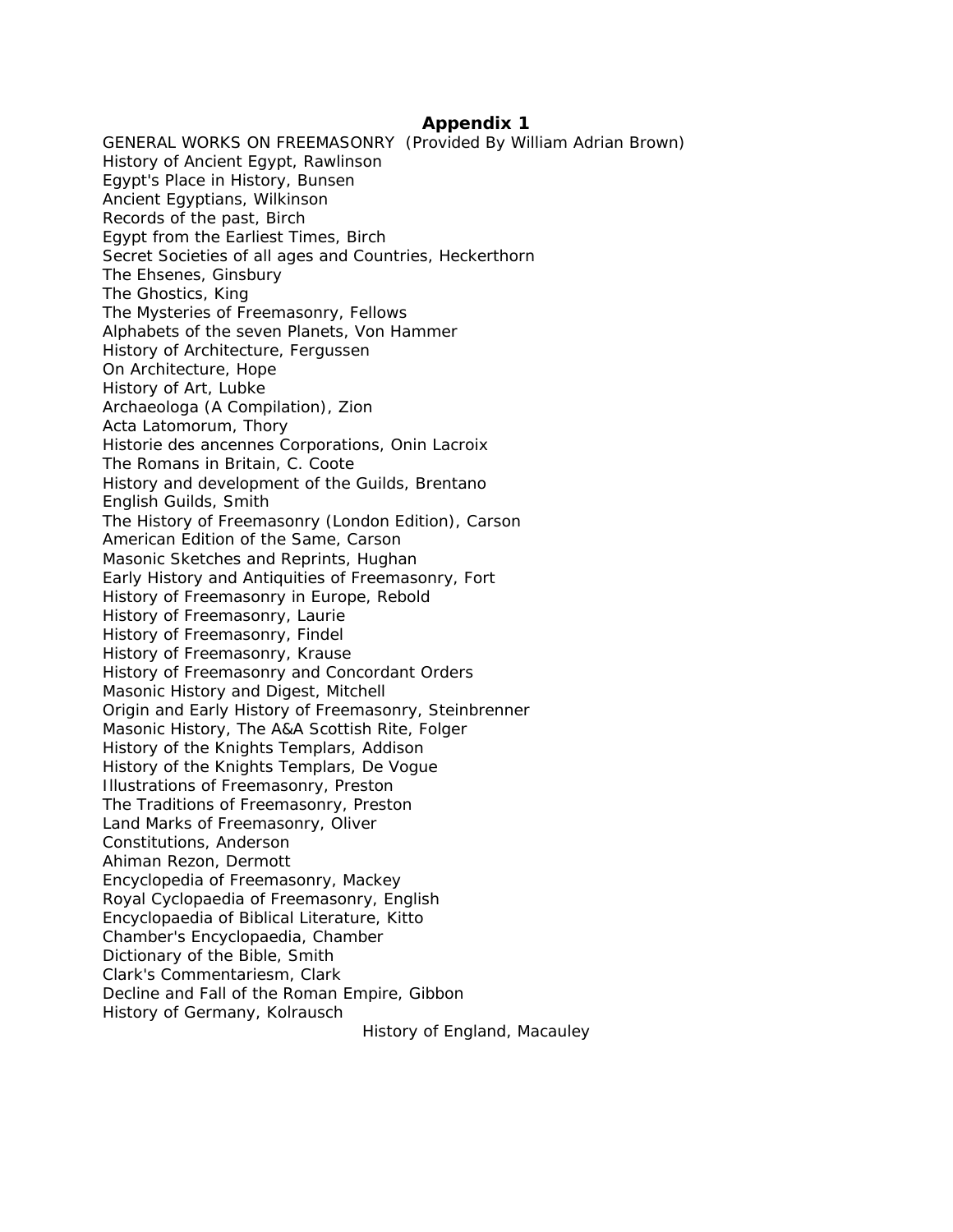## Appendix 1

GENERAL WORKS ON FREEMASONRY (Provided By William Adrian Brown)

History of Ancient Egypt, Rawlinson
Egypt's Place in History, Bunsen
Ancient Egyptians, Wilkinson
Records of the past, Birch
Egypt from the Earliest Times, Birch
Secret Societies of all ages and Countries, Heckerthorn
The Ehsenes, Ginsbury
The Ghostics, King
The Mysteries of Freemasonry, Fellows
Alphabets of the seven Planets, Von Hammer
History of Architecture, Fergussen
On Architecture, Hope
History of Art, Lubke
Archaeologa (A Compilation), Zion
Acta Latomorum, Thory
Historie des ancennes Corporations, Onin Lacroix
The Romans in Britain, C. Coote
History and development of the Guilds, Brentano
English Guilds, Smith
The History of Freemasonry (London Edition), Carson
American Edition of the Same, Carson
Masonic Sketches and Reprints, Hughan
Early History and Antiquities of Freemasonry, Fort
History of Freemasonry in Europe, Rebold
History of Freemasonry, Laurie
History of Freemasonry, Findel
History of Freemasonry, Krause
History of Freemasonry and Concordant Orders
Masonic History and Digest, Mitchell
Origin and Early History of Freemasonry, Steinbrenner
Masonic History, The A&A Scottish Rite, Folger
History of the Knights Templars, Addison
History of the Knights Templars, De Vogue
Illustrations of Freemasonry, Preston
The Traditions of Freemasonry, Preston
Land Marks of Freemasonry, Oliver
Constitutions, Anderson
Ahiman Rezon, Dermott
Encyclopedia of Freemasonry, Mackey
Royal Cyclopaedia of Freemasonry, English
Encyclopaedia of Biblical Literature, Kitto
Chamber's Encyclopaedia, Chamber
Dictionary of the Bible, Smith
Clark's Commentariesm, Clark
Decline and Fall of the Roman Empire, Gibbon
History of Germany, Kolrausch
History of England, Macauley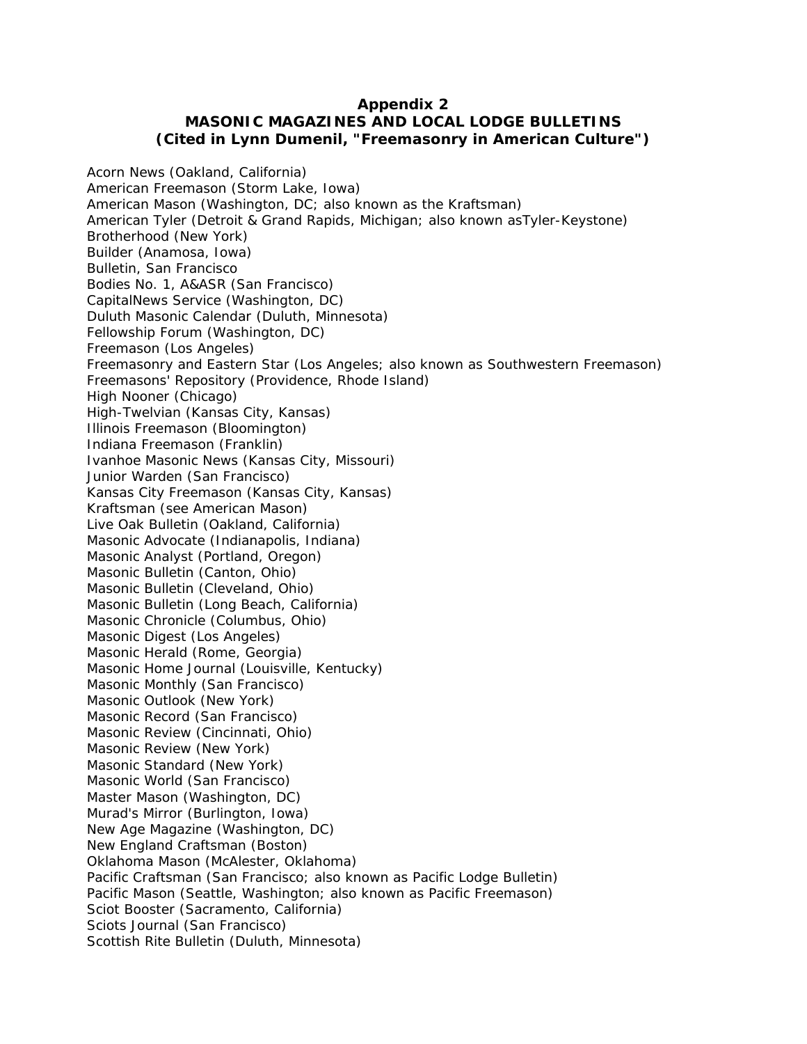# Appendix 2
## MASONIC MAGAZINES AND LOCAL LODGE BULLETINS
### (Cited in Lynn Dumenil, "Freemasonry in American Culture")

Acorn News (Oakland, California)
American Freemason (Storm Lake, Iowa)
American Mason (Washington, DC; also known as the Kraftsman)
American Tyler (Detroit & Grand Rapids, Michigan; also known asTyler-Keystone)
Brotherhood (New York)
Builder (Anamosa, Iowa)
Bulletin, San Francisco
Bodies No. 1, A&ASR (San Francisco)
CapitalNews Service (Washington, DC)
Duluth Masonic Calendar (Duluth, Minnesota)
Fellowship Forum (Washington, DC)
Freemason (Los Angeles)
Freemasonry and Eastern Star (Los Angeles; also known as Southwestern Freemason)
Freemasons' Repository (Providence, Rhode Island)
High Nooner (Chicago)
High-Twelvian (Kansas City, Kansas)
Illinois Freemason (Bloomington)
Indiana Freemason (Franklin)
Ivanhoe Masonic News (Kansas City, Missouri)
Junior Warden (San Francisco)
Kansas City Freemason (Kansas City, Kansas)
Kraftsman (see American Mason)
Live Oak Bulletin (Oakland, California)
Masonic Advocate (Indianapolis, Indiana)
Masonic Analyst (Portland, Oregon)
Masonic Bulletin (Canton, Ohio)
Masonic Bulletin (Cleveland, Ohio)
Masonic Bulletin (Long Beach, California)
Masonic Chronicle (Columbus, Ohio)
Masonic Digest (Los Angeles)
Masonic Herald (Rome, Georgia)
Masonic Home Journal (Louisville, Kentucky)
Masonic Monthly (San Francisco)
Masonic Outlook (New York)
Masonic Record (San Francisco)
Masonic Review (Cincinnati, Ohio)
Masonic Review (New York)
Masonic Standard (New York)
Masonic World (San Francisco)
Master Mason (Washington, DC)
Murad's Mirror (Burlington, Iowa)
New Age Magazine (Washington, DC)
New England Craftsman (Boston)
Oklahoma Mason (McAlester, Oklahoma)
Pacific Craftsman (San Francisco; also known as Pacific Lodge Bulletin)
Pacific Mason (Seattle, Washington; also known as Pacific Freemason)
Sciot Booster (Sacramento, California)
Sciots Journal (San Francisco)
Scottish Rite Bulletin (Duluth, Minnesota)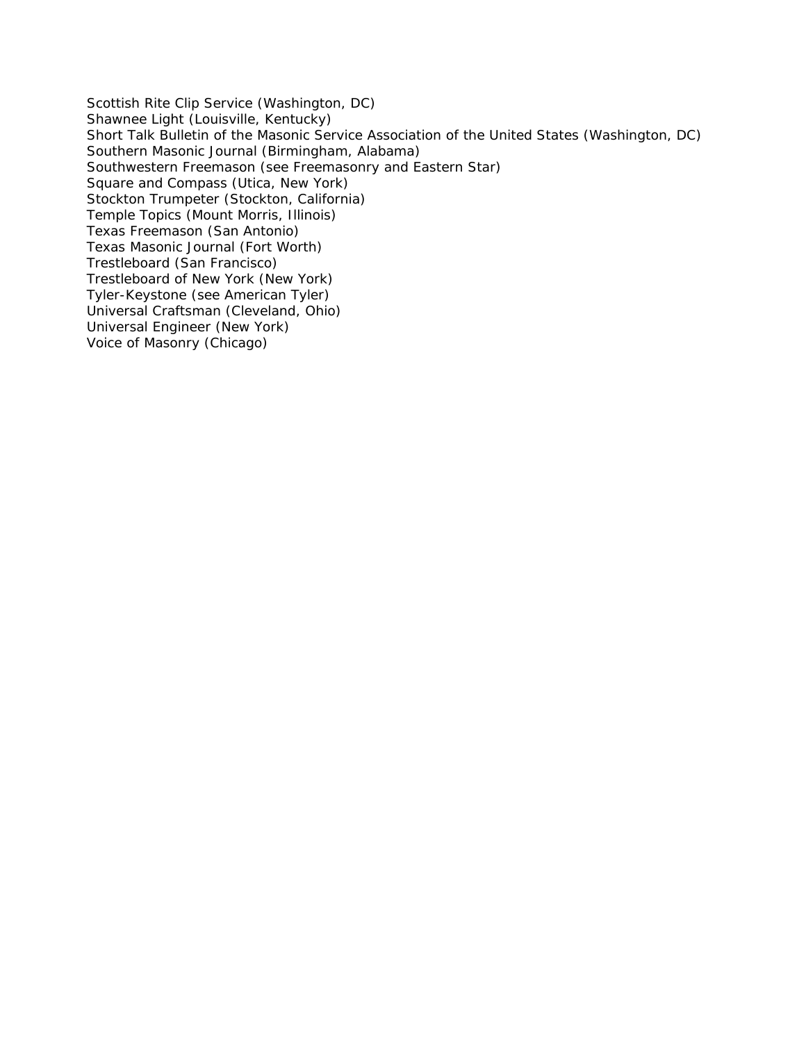Scottish Rite Clip Service (Washington, DC)
Shawnee Light (Louisville, Kentucky)
Short Talk Bulletin of the Masonic Service Association of the United States (Washington, DC)
Southern Masonic Journal (Birmingham, Alabama)
Southwestern Freemason (see Freemasonry and Eastern Star)
Square and Compass (Utica, New York)
Stockton Trumpeter (Stockton, California)
Temple Topics (Mount Morris, Illinois)
Texas Freemason (San Antonio)
Texas Masonic Journal (Fort Worth)
Trestleboard (San Francisco)
Trestleboard of New York (New York)
Tyler-Keystone (see American Tyler)
Universal Craftsman (Cleveland, Ohio)
Universal Engineer (New York)
Voice of Masonry (Chicago)